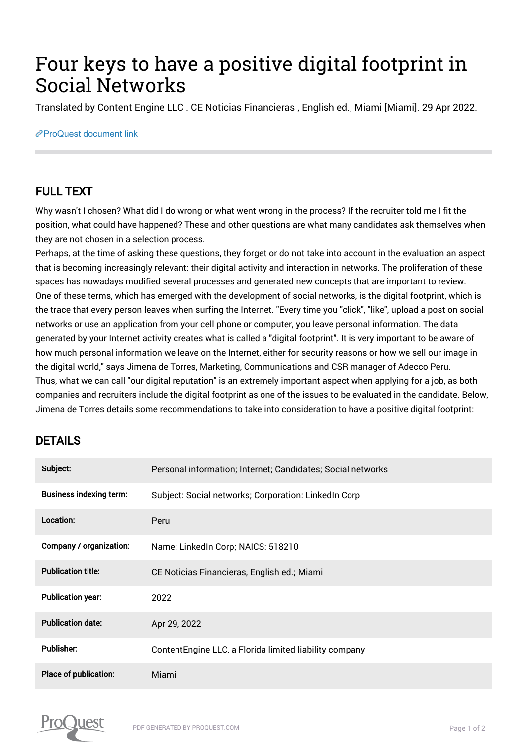# Four keys to have a positive digital footprint in Social Networks

Translated by Content Engine LLC . CE Noticias Financieras , English ed.; Miami [Miami]. 29 Apr 2022.

ProQuest document link

## FULL TEXT

Why wasn't I chosen? What did I do wrong or what went wrong in the process? If the recruiter told me I fit the position, what could have happened? These and other questions are what many candidates ask themselves when they are not chosen in a selection process.

Perhaps, at the time of asking these questions, they forget or do not take into account in the evaluation an aspect that is becoming increasingly relevant: their digital activity and interaction in networks. The proliferation of these spaces has nowadays modified several processes and generated new concepts that are important to review.

One of these terms, which has emerged with the development of social networks, is the digital footprint, which is the trace that every person leaves when surfing the Internet. "Every time you "click", "like", upload a post on social networks or use an application from your cell phone or computer, you leave personal information. The data generated by your Internet activity creates what is called a "digital footprint". It is very important to be aware of how much personal information we leave on the Internet, either for security reasons or how we sell our image in the digital world," says Jimena de Torres, Marketing, Communications and CSR manager of Adecco Peru.

Thus, what we can call "our digital reputation" is an extremely important aspect when applying for a job, as both companies and recruiters include the digital footprint as one of the issues to be evaluated in the candidate. Below, Jimena de Torres details some recommendations to take into consideration to have a positive digital footprint:

## DETAILS

| | |
|---|---|
| **Subject:** | Personal information; Internet; Candidates; Social networks |
| **Business indexing term:** | Subject: Social networks; Corporation: LinkedIn Corp |
| **Location:** | Peru |
| **Company / organization:** | Name: LinkedIn Corp; NAICS: 518210 |
| **Publication title:** | CE Noticias Financieras, English ed.; Miami |
| **Publication year:** | 2022 |
| **Publication date:** | Apr 29, 2022 |
| **Publisher:** | ContentEngine LLC, a Florida limited liability company |
| **Place of publication:** | Miami |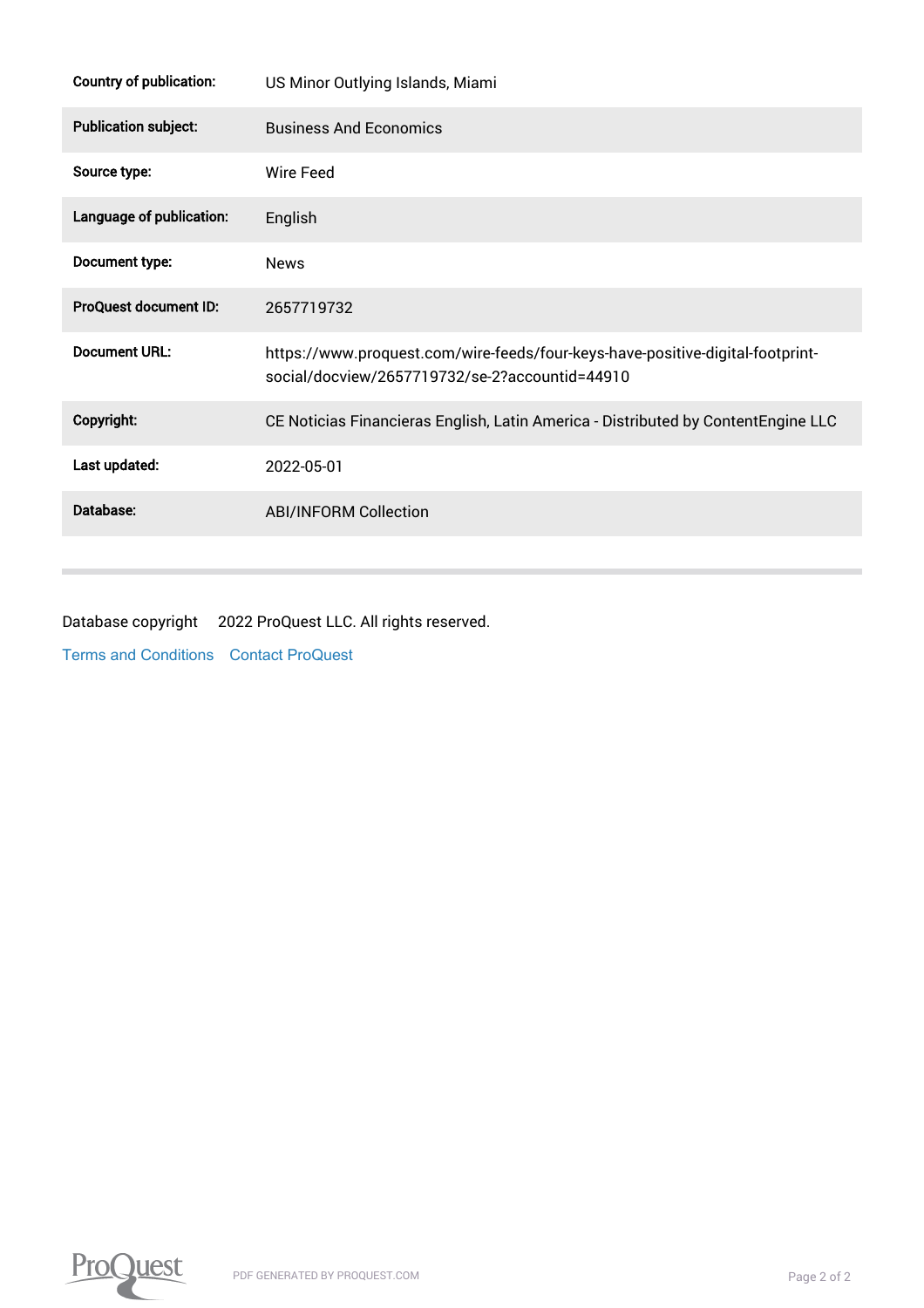| | |
|---|---|
| **Country of publication:** | US Minor Outlying Islands, Miami |
| **Publication subject:** | Business And Economics |
| **Source type:** | Wire Feed |
| **Language of publication:** | English |
| **Document type:** | News |
| **ProQuest document ID:** | 2657719732 |
| **Document URL:** | https://www.proquest.com/wire-feeds/four-keys-have-positive-digital-footprint-social/docview/2657719732/se-2?accountid=44910 |
| **Copyright:** | CE Noticias Financieras English, Latin America - Distributed by ContentEngine LLC |
| **Last updated:** | 2022-05-01 |
| **Database:** | ABI/INFORM Collection |

Database copyright 2022 ProQuest LLC. All rights reserved.

Terms and Conditions Contact ProQuest